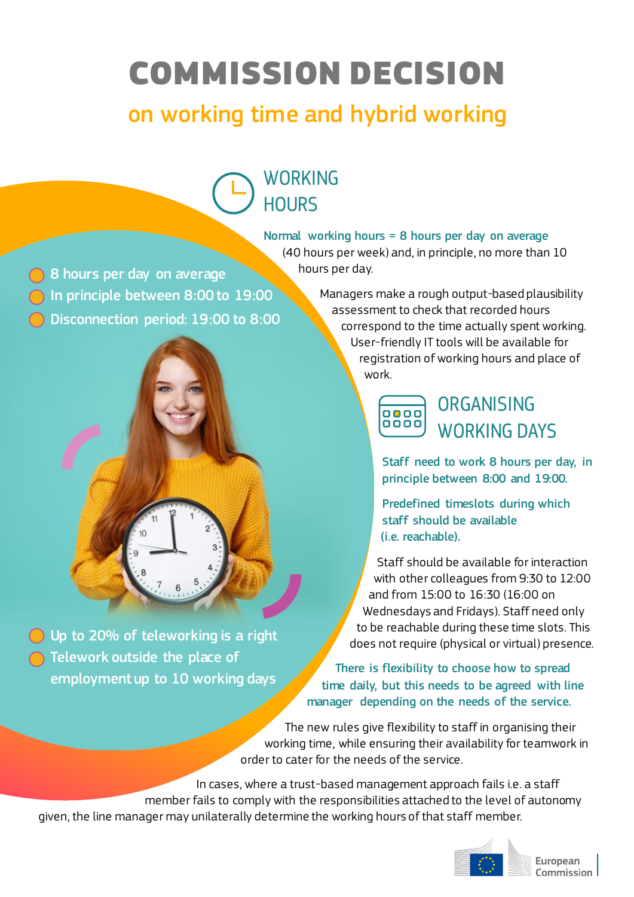# COMMISSION DECISION

## on working time and hybrid working

- 8 hours per day on average
- In principle between 8:00 to 19:00
- Disconnection period: 19:00 to 8:00

- Up to 20% of teleworking is a right
- Telework outside the place of employment up to 10 working days

### WORKING HOURS

**Normal working hours = 8 hours per day on average** (40 hours per week) and, in principle, no more than 10 hours per day.

Managers make a rough output-based plausibility assessment to check that recorded hours correspond to the time actually spent working. User-friendly IT tools will be available for registration of working hours and place of work.

### ORGANISING WORKING DAYS

**Staff need to work 8 hours per day, in principle between 8:00 and 19:00.**

**Predefined timeslots during which staff should be available (i.e. reachable).**

Staff should be available for interaction with other colleagues from 9:30 to 12:00 and from 15:00 to 16:30 (16:00 on Wednesdays and Fridays). Staff need only to be reachable during these time slots. This does not require (physical or virtual) presence.

**There is flexibility to choose how to spread time daily, but this needs to be agreed with line manager depending on the needs of the service.**

The new rules give flexibility to staff in organising their working time, while ensuring their availability for teamwork in order to cater for the needs of the service.

In cases, where a trust-based management approach fails i.e. a staff member fails to comply with the responsibilities attached to the level of autonomy given, the line manager may unilaterally determine the working hours of that staff member.

European Commission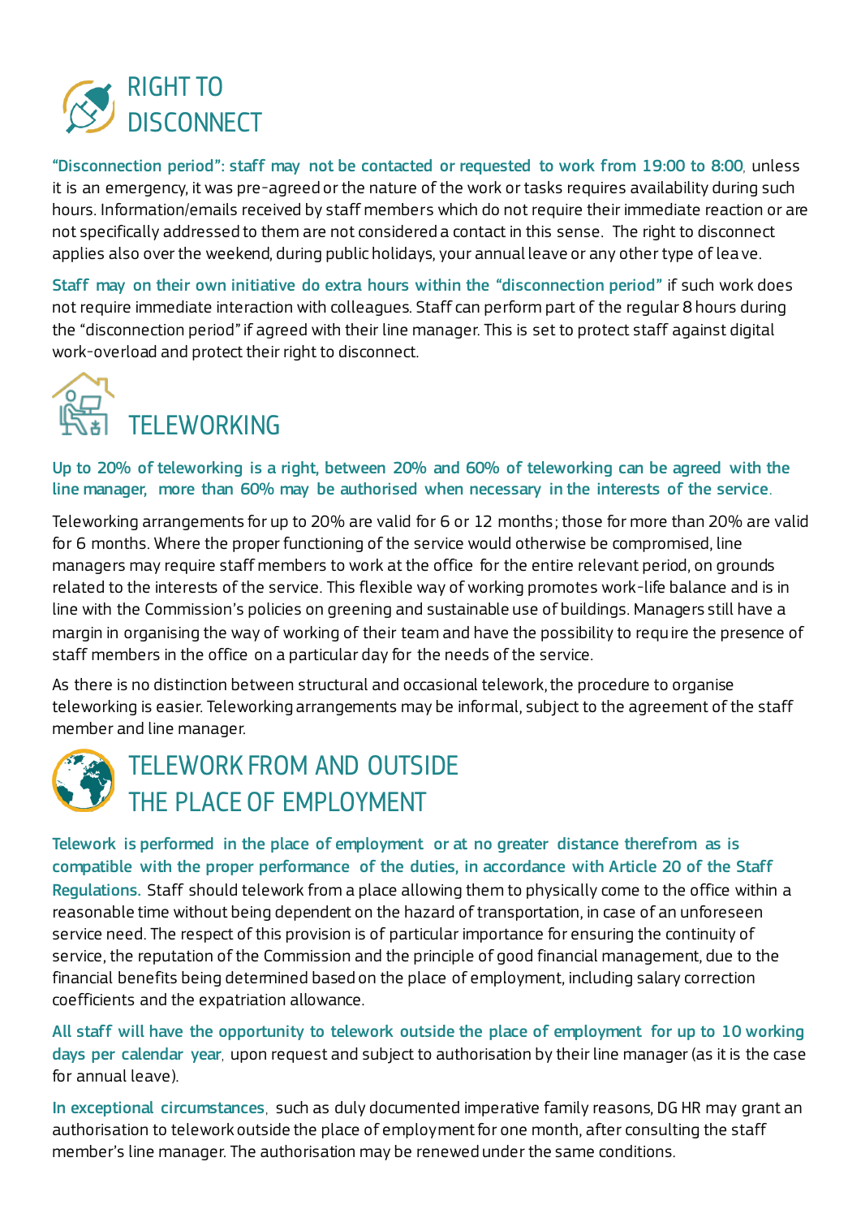## RIGHT TO DISCONNECT

**"Disconnection period": staff may not be contacted or requested to work from 19:00 to 8:00**, unless it is an emergency, it was pre-agreed or the nature of the work or tasks requires availability during such hours. Information/emails received by staff members which do not require their immediate reaction or are not specifically addressed to them are not considered a contact in this sense. The right to disconnect applies also over the weekend, during public holidays, your annual leave or any other type of leave.

**Staff may on their own initiative do extra hours within the "disconnection period"** if such work does not require immediate interaction with colleagues. Staff can perform part of the regular 8 hours during the "disconnection period" if agreed with their line manager. This is set to protect staff against digital work-overload and protect their right to disconnect.

## TELEWORKING

**Up to 20% of teleworking is a right, between 20% and 60% of teleworking can be agreed with the line manager, more than 60% may be authorised when necessary in the interests of the service.**

Teleworking arrangements for up to 20% are valid for 6 or 12 months; those for more than 20% are valid for 6 months. Where the proper functioning of the service would otherwise be compromised, line managers may require staff members to work at the office for the entire relevant period, on grounds related to the interests of the service. This flexible way of working promotes work-life balance and is in line with the Commission's policies on greening and sustainable use of buildings. Managers still have a margin in organising the way of working of their team and have the possibility to require the presence of staff members in the office on a particular day for the needs of the service.

As there is no distinction between structural and occasional telework, the procedure to organise teleworking is easier. Teleworking arrangements may be informal, subject to the agreement of the staff member and line manager.

## TELEWORK FROM AND OUTSIDE THE PLACE OF EMPLOYMENT

**Telework is performed in the place of employment or at no greater distance therefrom as is compatible with the proper performance of the duties, in accordance with Article 20 of the Staff Regulations.** Staff should telework from a place allowing them to physically come to the office within a reasonable time without being dependent on the hazard of transportation, in case of an unforeseen service need. The respect of this provision is of particular importance for ensuring the continuity of service, the reputation of the Commission and the principle of good financial management, due to the financial benefits being determined based on the place of employment, including salary correction coefficients and the expatriation allowance.

**All staff will have the opportunity to telework outside the place of employment for up to 10 working days per calendar year**, upon request and subject to authorisation by their line manager (as it is the case for annual leave).

**In exceptional circumstances**, such as duly documented imperative family reasons, DG HR may grant an authorisation to telework outside the place of employment for one month, after consulting the staff member's line manager. The authorisation may be renewed under the same conditions.